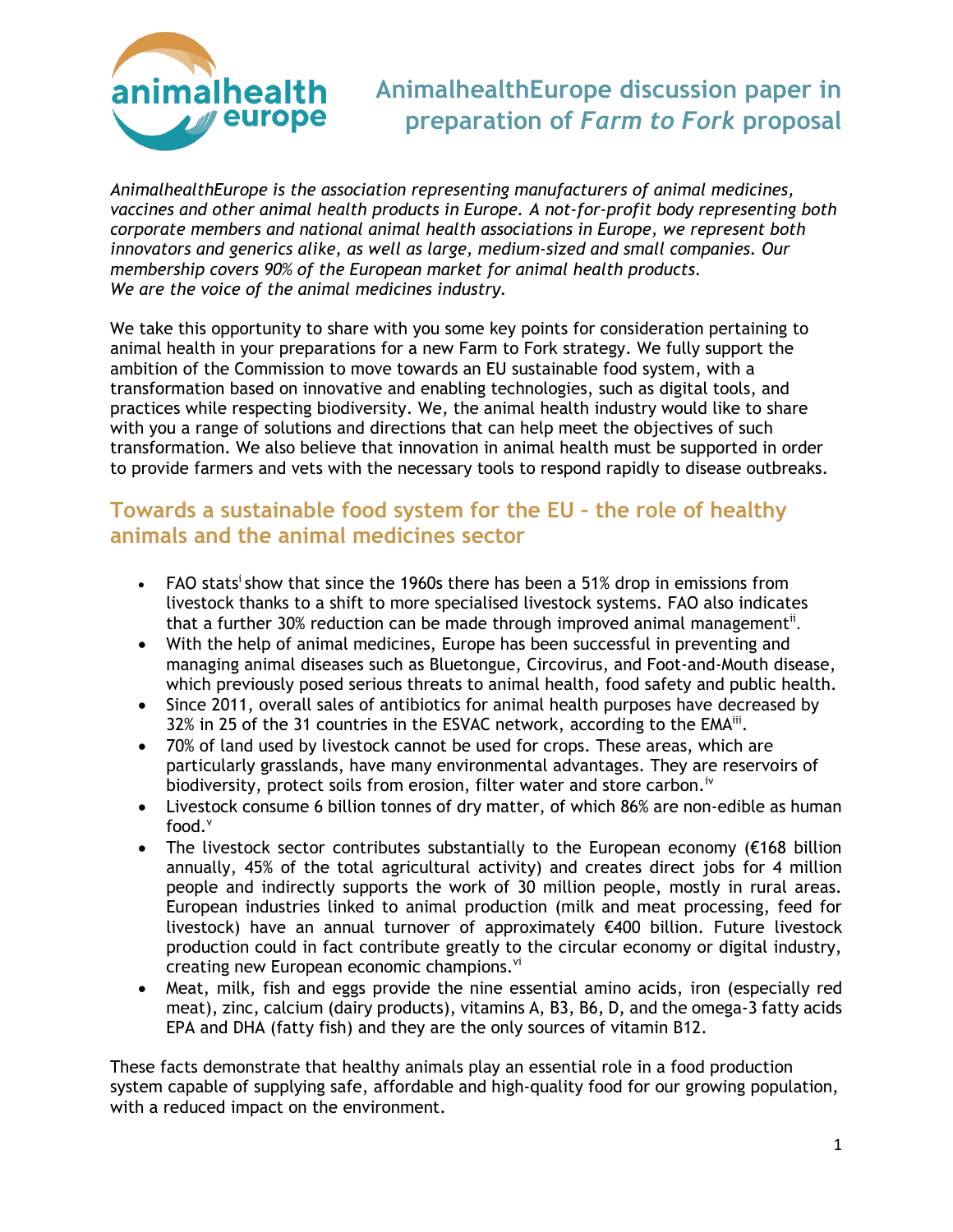# AnimalhealthEurope discussion paper in preparation of *Farm to Fork* proposal

*AnimalhealthEurope is the association representing manufacturers of animal medicines, vaccines and other animal health products in Europe. A not-for-profit body representing both corporate members and national animal health associations in Europe, we represent both innovators and generics alike, as well as large, medium-sized and small companies. Our membership covers 90% of the European market for animal health products. We are the voice of the animal medicines industry.*

We take this opportunity to share with you some key points for consideration pertaining to animal health in your preparations for a new Farm to Fork strategy. We fully support the ambition of the Commission to move towards an EU sustainable food system, with a transformation based on innovative and enabling technologies, such as digital tools, and practices while respecting biodiversity. We, the animal health industry would like to share with you a range of solutions and directions that can help meet the objectives of such transformation. We also believe that innovation in animal health must be supported in order to provide farmers and vets with the necessary tools to respond rapidly to disease outbreaks.

## Towards a sustainable food system for the EU – the role of healthy animals and the animal medicines sector

- FAO stats[i] show that since the 1960s there has been a 51% drop in emissions from livestock thanks to a shift to more specialised livestock systems. FAO also indicates that a further 30% reduction can be made through improved animal management[ii].
- With the help of animal medicines, Europe has been successful in preventing and managing animal diseases such as Bluetongue, Circovirus, and Foot-and-Mouth disease, which previously posed serious threats to animal health, food safety and public health.
- Since 2011, overall sales of antibiotics for animal health purposes have decreased by 32% in 25 of the 31 countries in the ESVAC network, according to the EMA[iii].
- 70% of land used by livestock cannot be used for crops. These areas, which are particularly grasslands, have many environmental advantages. They are reservoirs of biodiversity, protect soils from erosion, filter water and store carbon.[iv]
- Livestock consume 6 billion tonnes of dry matter, of which 86% are non-edible as human food.[v]
- The livestock sector contributes substantially to the European economy (€168 billion annually, 45% of the total agricultural activity) and creates direct jobs for 4 million people and indirectly supports the work of 30 million people, mostly in rural areas. European industries linked to animal production (milk and meat processing, feed for livestock) have an annual turnover of approximately €400 billion. Future livestock production could in fact contribute greatly to the circular economy or digital industry, creating new European economic champions.[vi]
- Meat, milk, fish and eggs provide the nine essential amino acids, iron (especially red meat), zinc, calcium (dairy products), vitamins A, B3, B6, D, and the omega-3 fatty acids EPA and DHA (fatty fish) and they are the only sources of vitamin B12.

These facts demonstrate that healthy animals play an essential role in a food production system capable of supplying safe, affordable and high-quality food for our growing population, with a reduced impact on the environment.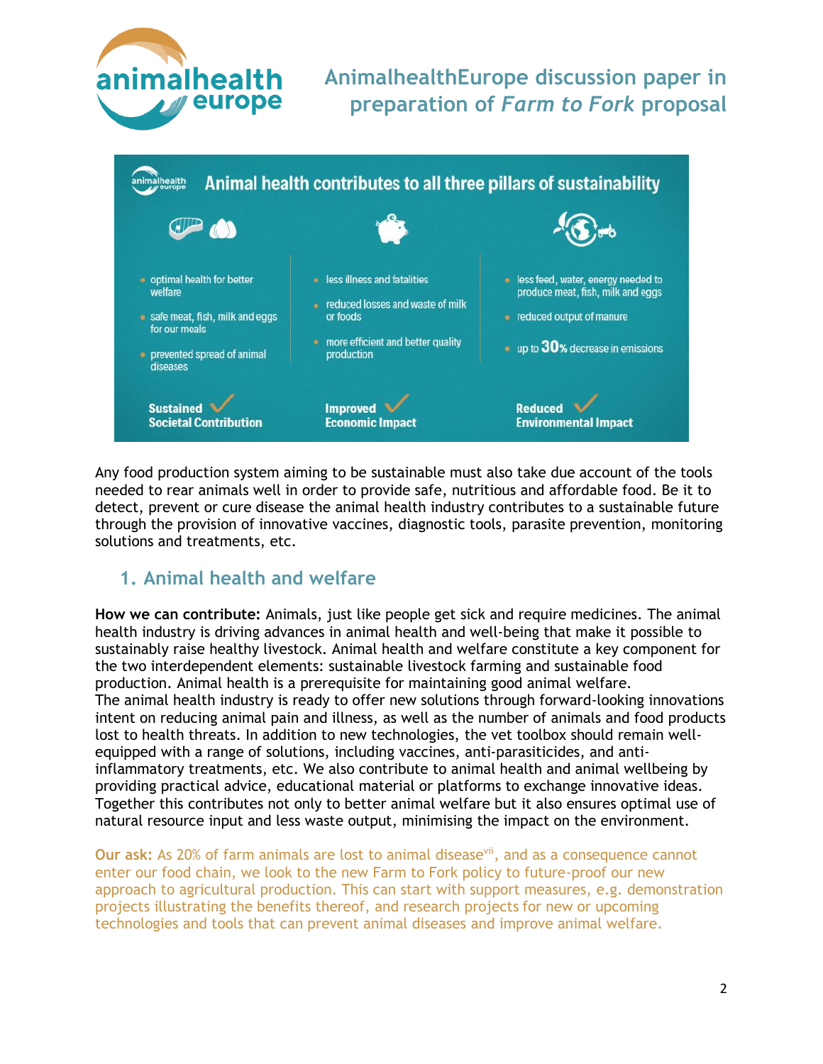Animal health contributes to all three pillars of sustainability

- optimal health for better welfare
- safe meat, fish, milk and eggs for our meals
- prevented spread of animal diseases

**Sustained Societal Contribution**

- less illness and fatalities
- reduced losses and waste of milk or foods
- more efficient and better quality production

**Improved Economic Impact**

- less feed, water, energy needed to produce meat, fish, milk and eggs
- reduced output of manure
- up to 30% decrease in emissions

**Reduced Environmental Impact**

Any food production system aiming to be sustainable must also take due account of the tools needed to rear animals well in order to provide safe, nutritious and affordable food. Be it to detect, prevent or cure disease the animal health industry contributes to a sustainable future through the provision of innovative vaccines, diagnostic tools, parasite prevention, monitoring solutions and treatments, etc.

## 1. Animal health and welfare

**How we can contribute:** Animals, just like people get sick and require medicines. The animal health industry is driving advances in animal health and well-being that make it possible to sustainably raise healthy livestock. Animal health and welfare constitute a key component for the two interdependent elements: sustainable livestock farming and sustainable food production. Animal health is a prerequisite for maintaining good animal welfare.
The animal health industry is ready to offer new solutions through forward-looking innovations intent on reducing animal pain and illness, as well as the number of animals and food products lost to health threats. In addition to new technologies, the vet toolbox should remain well-equipped with a range of solutions, including vaccines, anti-parasiticides, and anti-inflammatory treatments, etc. We also contribute to animal health and animal wellbeing by providing practical advice, educational material or platforms to exchange innovative ideas. Together this contributes not only to better animal welfare but it also ensures optimal use of natural resource input and less waste output, minimising the impact on the environment.

**Our ask:** As 20% of farm animals are lost to animal disease[vii], and as a consequence cannot enter our food chain, we look to the new Farm to Fork policy to future-proof our new approach to agricultural production. This can start with support measures, e.g. demonstration projects illustrating the benefits thereof, and research projects for new or upcoming technologies and tools that can prevent animal diseases and improve animal welfare.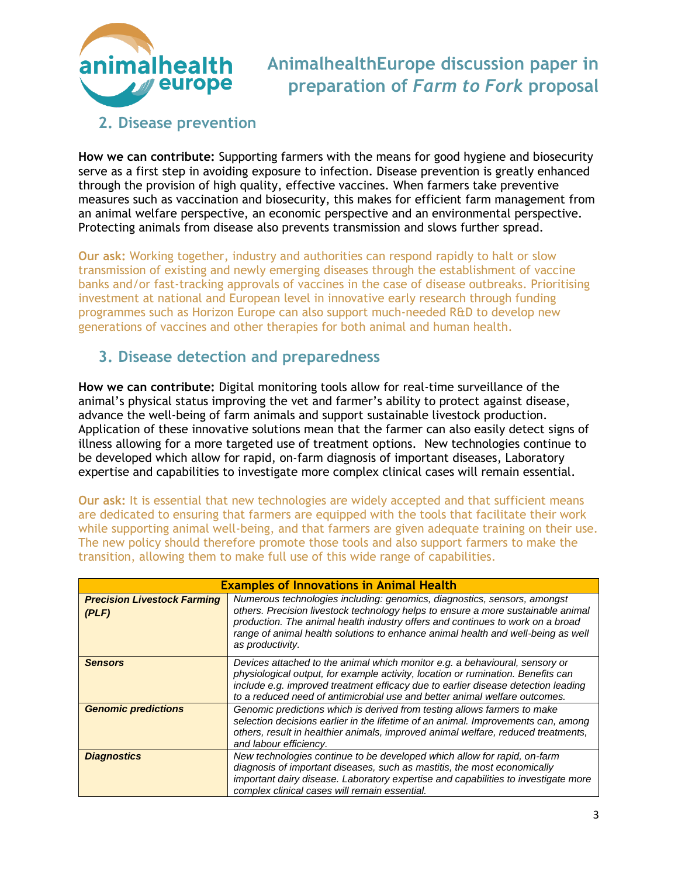## 2. Disease prevention

**How we can contribute:** Supporting farmers with the means for good hygiene and biosecurity serve as a first step in avoiding exposure to infection. Disease prevention is greatly enhanced through the provision of high quality, effective vaccines. When farmers take preventive measures such as vaccination and biosecurity, this makes for efficient farm management from an animal welfare perspective, an economic perspective and an environmental perspective. Protecting animals from disease also prevents transmission and slows further spread.

**Our ask:** Working together, industry and authorities can respond rapidly to halt or slow transmission of existing and newly emerging diseases through the establishment of vaccine banks and/or fast-tracking approvals of vaccines in the case of disease outbreaks. Prioritising investment at national and European level in innovative early research through funding programmes such as Horizon Europe can also support much-needed R&D to develop new generations of vaccines and other therapies for both animal and human health.

## 3. Disease detection and preparedness

**How we can contribute:** Digital monitoring tools allow for real-time surveillance of the animal's physical status improving the vet and farmer's ability to protect against disease, advance the well-being of farm animals and support sustainable livestock production. Application of these innovative solutions mean that the farmer can also easily detect signs of illness allowing for a more targeted use of treatment options. New technologies continue to be developed which allow for rapid, on-farm diagnosis of important diseases, Laboratory expertise and capabilities to investigate more complex clinical cases will remain essential.

**Our ask:** It is essential that new technologies are widely accepted and that sufficient means are dedicated to ensuring that farmers are equipped with the tools that facilitate their work while supporting animal well-being, and that farmers are given adequate training on their use. The new policy should therefore promote those tools and also support farmers to make the transition, allowing them to make full use of this wide range of capabilities.

| **Examples of Innovations in Animal Health** | |
|---|---|
| ***Precision Livestock Farming (PLF)*** | *Numerous technologies including: genomics, diagnostics, sensors, amongst others. Precision livestock technology helps to ensure a more sustainable animal production. The animal health industry offers and continues to work on a broad range of animal health solutions to enhance animal health and well-being as well as productivity.* |
| ***Sensors*** | *Devices attached to the animal which monitor e.g. a behavioural, sensory or physiological output, for example activity, location or rumination. Benefits can include e.g. improved treatment efficacy due to earlier disease detection leading to a reduced need of antimicrobial use and better animal welfare outcomes.* |
| ***Genomic predictions*** | *Genomic predictions which is derived from testing allows farmers to make selection decisions earlier in the lifetime of an animal. Improvements can, among others, result in healthier animals, improved animal welfare, reduced treatments, and labour efficiency.* |
| ***Diagnostics*** | *New technologies continue to be developed which allow for rapid, on-farm diagnosis of important diseases, such as mastitis, the most economically important dairy disease. Laboratory expertise and capabilities to investigate more complex clinical cases will remain essential.* |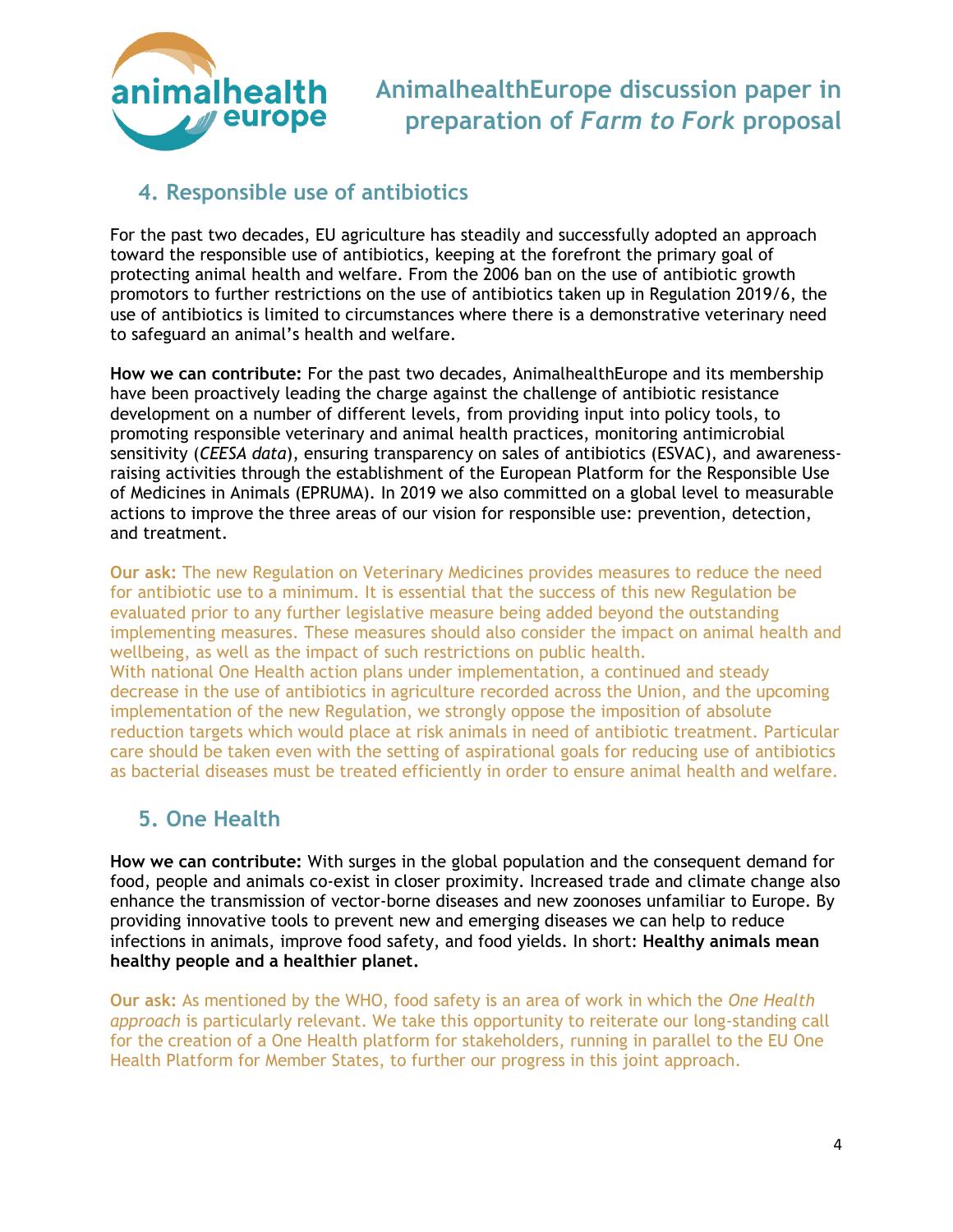## 4. Responsible use of antibiotics

For the past two decades, EU agriculture has steadily and successfully adopted an approach toward the responsible use of antibiotics, keeping at the forefront the primary goal of protecting animal health and welfare. From the 2006 ban on the use of antibiotic growth promotors to further restrictions on the use of antibiotics taken up in Regulation 2019/6, the use of antibiotics is limited to circumstances where there is a demonstrative veterinary need to safeguard an animal's health and welfare.

**How we can contribute:** For the past two decades, AnimalhealthEurope and its membership have been proactively leading the charge against the challenge of antibiotic resistance development on a number of different levels, from providing input into policy tools, to promoting responsible veterinary and animal health practices, monitoring antimicrobial sensitivity (*CEESA data*), ensuring transparency on sales of antibiotics (ESVAC), and awareness-raising activities through the establishment of the European Platform for the Responsible Use of Medicines in Animals (EPRUMA). In 2019 we also committed on a global level to measurable actions to improve the three areas of our vision for responsible use: prevention, detection, and treatment.

**Our ask:** The new Regulation on Veterinary Medicines provides measures to reduce the need for antibiotic use to a minimum. It is essential that the success of this new Regulation be evaluated prior to any further legislative measure being added beyond the outstanding implementing measures. These measures should also consider the impact on animal health and wellbeing, as well as the impact of such restrictions on public health.
With national One Health action plans under implementation, a continued and steady decrease in the use of antibiotics in agriculture recorded across the Union, and the upcoming implementation of the new Regulation, we strongly oppose the imposition of absolute reduction targets which would place at risk animals in need of antibiotic treatment. Particular care should be taken even with the setting of aspirational goals for reducing use of antibiotics as bacterial diseases must be treated efficiently in order to ensure animal health and welfare.

## 5. One Health

**How we can contribute:** With surges in the global population and the consequent demand for food, people and animals co-exist in closer proximity. Increased trade and climate change also enhance the transmission of vector-borne diseases and new zoonoses unfamiliar to Europe. By providing innovative tools to prevent new and emerging diseases we can help to reduce infections in animals, improve food safety, and food yields. In short: **Healthy animals mean healthy people and a healthier planet.**

**Our ask:** As mentioned by the WHO, food safety is an area of work in which the *One Health approach* is particularly relevant. We take this opportunity to reiterate our long-standing call for the creation of a One Health platform for stakeholders, running in parallel to the EU One Health Platform for Member States, to further our progress in this joint approach.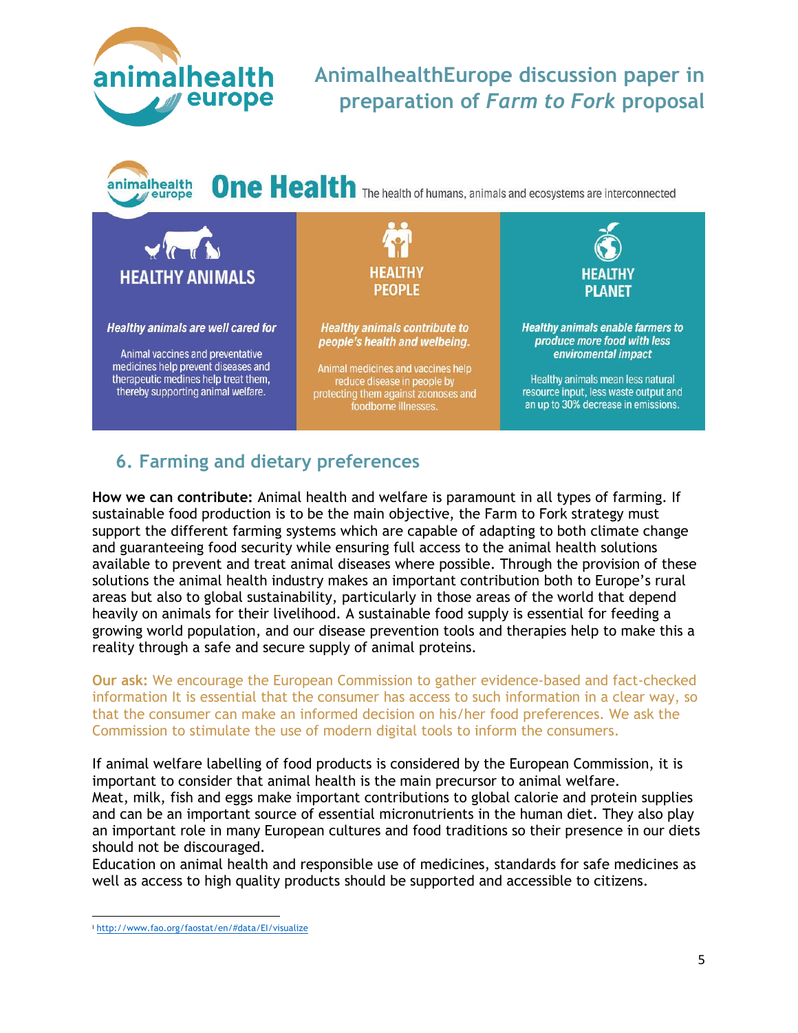## One Health

The health of humans, animals and ecosystems are interconnected

| HEALTHY ANIMALS | HEALTHY PEOPLE | HEALTHY PLANET |
|---|---|---|
| *Healthy animals are well cared for* | *Healthy animals contribute to people's health and welbeing.* | *Healthy animals enable farmers to produce more food with less enviromental impact* |
| Animal vaccines and preventative medicines help prevent diseases and therapeutic medines help treat them, thereby supporting animal welfare. | Animal medicines and vaccines help reduce disease in people by protecting them against zoonoses and foodborne illnesses. | Healthy animals mean less natural resource input, less waste output and an up to 30% decrease in emissions. |

## 6. Farming and dietary preferences

**How we can contribute:** Animal health and welfare is paramount in all types of farming. If sustainable food production is to be the main objective, the Farm to Fork strategy must support the different farming systems which are capable of adapting to both climate change and guaranteeing food security while ensuring full access to the animal health solutions available to prevent and treat animal diseases where possible. Through the provision of these solutions the animal health industry makes an important contribution both to Europe's rural areas but also to global sustainability, particularly in those areas of the world that depend heavily on animals for their livelihood. A sustainable food supply is essential for feeding a growing world population, and our disease prevention tools and therapies help to make this a reality through a safe and secure supply of animal proteins.

**Our ask:** We encourage the European Commission to gather evidence-based and fact-checked information It is essential that the consumer has access to such information in a clear way, so that the consumer can make an informed decision on his/her food preferences. We ask the Commission to stimulate the use of modern digital tools to inform the consumers.

If animal welfare labelling of food products is considered by the European Commission, it is important to consider that animal health is the main precursor to animal welfare.
Meat, milk, fish and eggs make important contributions to global calorie and protein supplies and can be an important source of essential micronutrients in the human diet. They also play an important role in many European cultures and food traditions so their presence in our diets should not be discouraged.
Education on animal health and responsible use of medicines, standards for safe medicines as well as access to high quality products should be supported and accessible to citizens.

---

[i] http://www.fao.org/faostat/en/#data/EI/visualize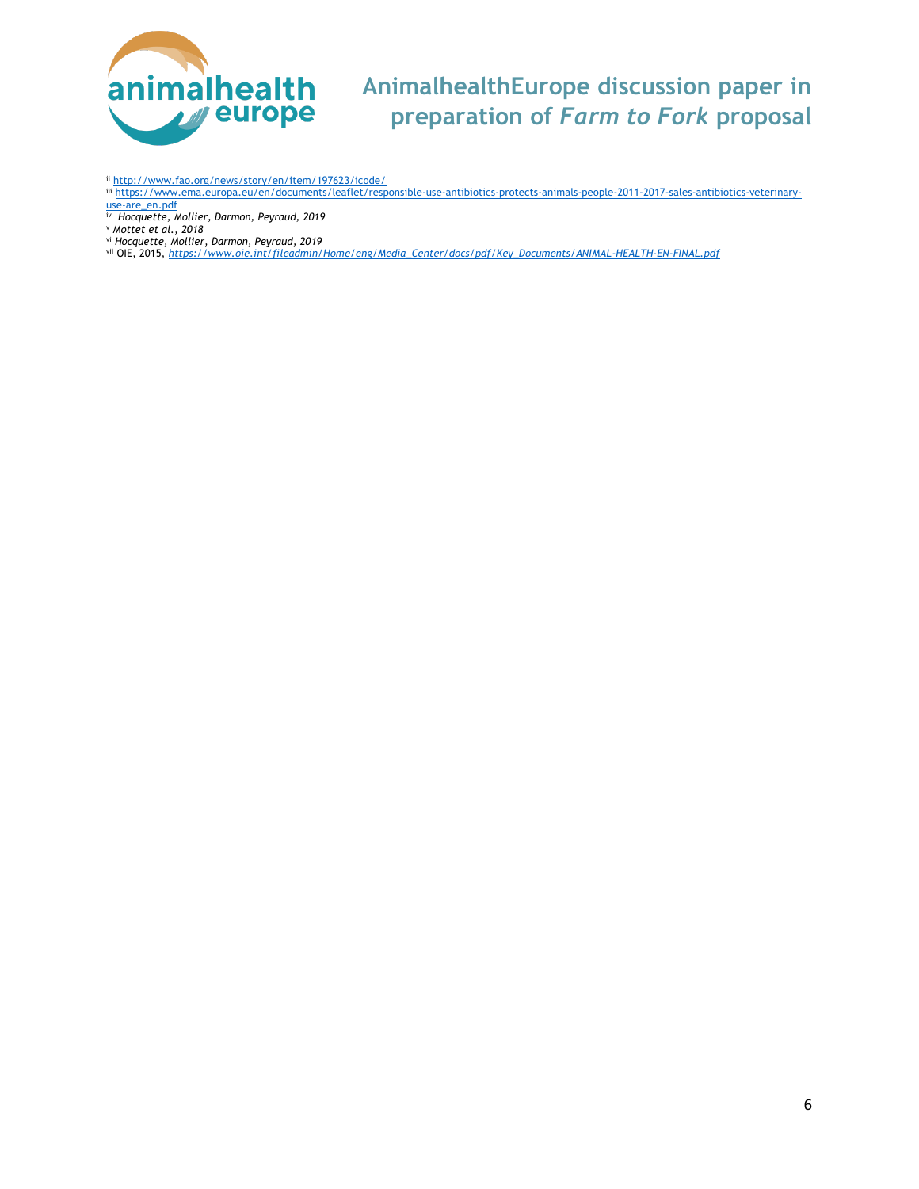[ii] http://www.fao.org/news/story/en/item/197623/icode/

[iii] https://www.ema.europa.eu/en/documents/leaflet/responsible-use-antibiotics-protects-animals-people-2011-2017-sales-antibiotics-veterinary-use-are_en.pdf

[iv] *Hocquette, Mollier, Darmon, Peyraud, 2019*

[v] *Mottet et al., 2018*

[vi] *Hocquette, Mollier, Darmon, Peyraud, 2019*

[vii] OIE, 2015, *https://www.oie.int/fileadmin/Home/eng/Media_Center/docs/pdf/Key_Documents/ANIMAL-HEALTH-EN-FINAL.pdf*